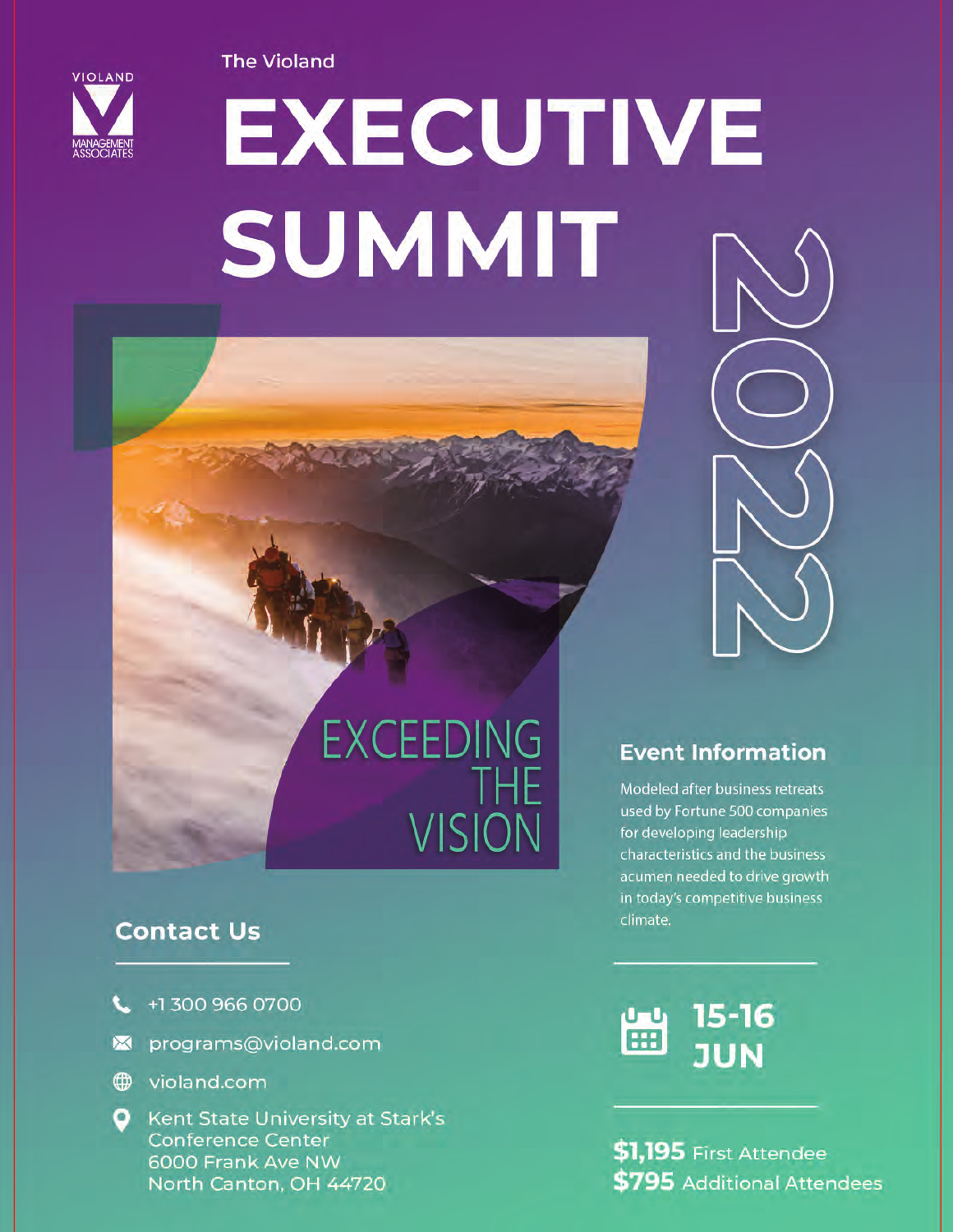VIOLAND
MANAGEMENT ASSOCIATES

The Violand

# EXECUTIVE SUMMIT

2022

EXCEEDING THE VISION

## Event Information

Modeled after business retreats used by Fortune 500 companies for developing leadership characteristics and the business acumen needed to drive growth in today's competitive business climate.

**15-16 JUN**

**$1,195** First Attendee
**$795** Additional Attendees

## Contact Us

+1 300 966 0700

programs@violand.com

violand.com

Kent State University at Stark's Conference Center
6000 Frank Ave NW
North Canton, OH 44720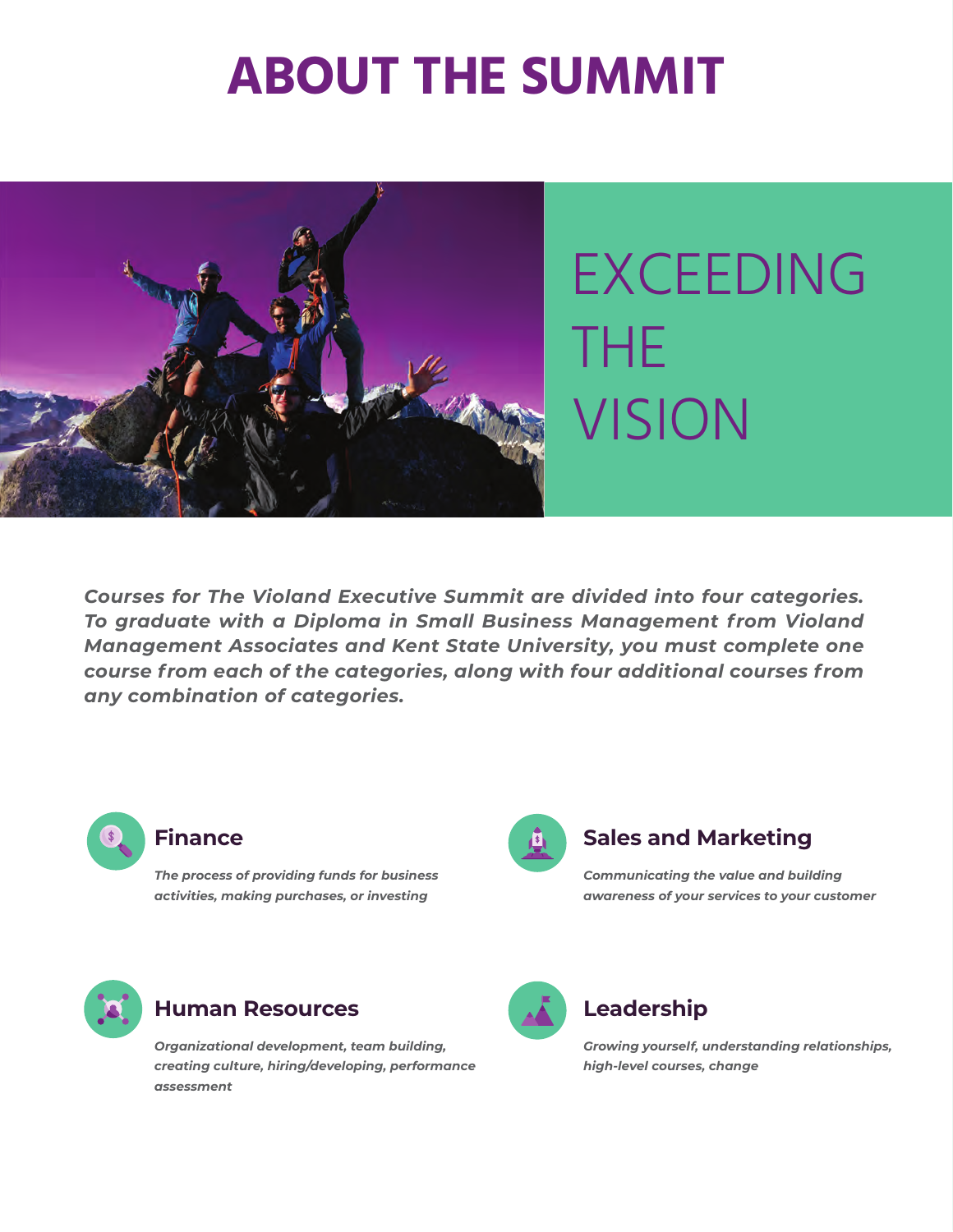# ABOUT THE SUMMIT

## EXCEEDING THE VISION

***Courses for The Violand Executive Summit are divided into four categories. To graduate with a Diploma in Small Business Management from Violand Management Associates and Kent State University, you must complete one course from each of the categories, along with four additional courses from any combination of categories.***

### Finance

*The process of providing funds for business activities, making purchases, or investing*

### Sales and Marketing

*Communicating the value and building awareness of your services to your customer*

### Human Resources

*Organizational development, team building, creating culture, hiring/developing, performance assessment*

### Leadership

*Growing yourself, understanding relationships, high-level courses, change*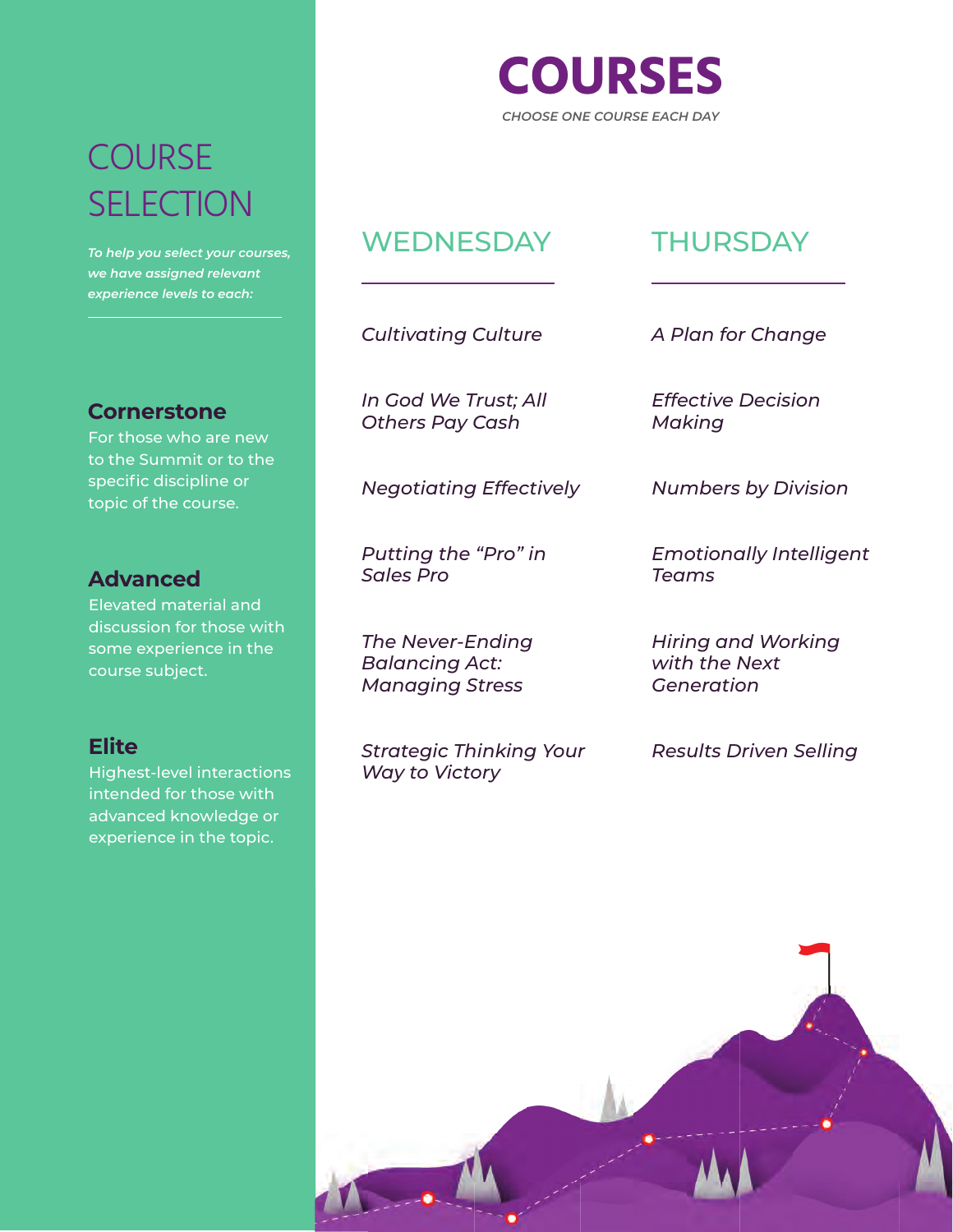# COURSE SELECTION

*To help you select your courses, we have assigned relevant experience levels to each:*

**Cornerstone**
For those who are new to the Summit or to the specific discipline or topic of the course.

**Advanced**
Elevated material and discussion for those with some experience in the course subject.

**Elite**
Highest-level interactions intended for those with advanced knowledge or experience in the topic.

# COURSES

*CHOOSE ONE COURSE EACH DAY*

## WEDNESDAY

*Cultivating Culture*

*In God We Trust; All Others Pay Cash*

*Negotiating Effectively*

*Putting the "Pro" in Sales Pro*

*The Never-Ending Balancing Act: Managing Stress*

*Strategic Thinking Your Way to Victory*

## THURSDAY

*A Plan for Change*

*Effective Decision Making*

*Numbers by Division*

*Emotionally Intelligent Teams*

*Hiring and Working with the Next Generation*

*Results Driven Selling*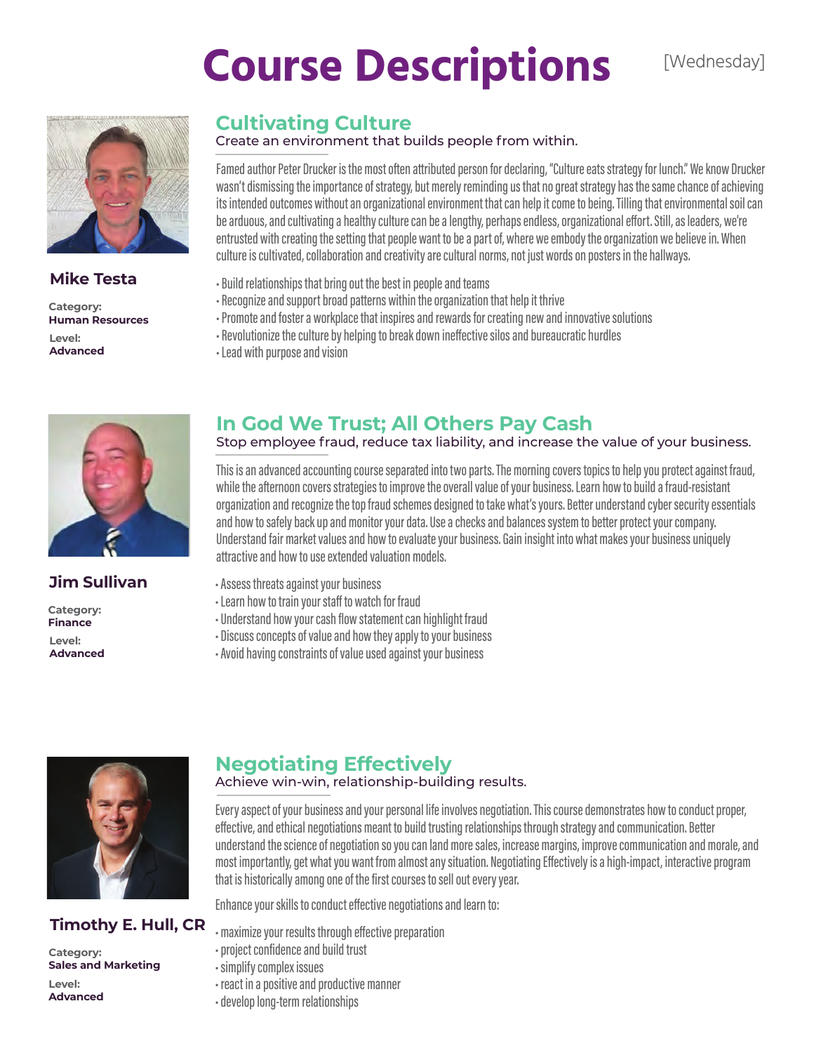# Course Descriptions

[Wednesday]

## Cultivating Culture

Create an environment that builds people from within.

**Mike Testa**

**Category:** Human Resources

**Level:** Advanced

Famed author Peter Drucker is the most often attributed person for declaring, "Culture eats strategy for lunch." We know Drucker wasn't dismissing the importance of strategy, but merely reminding us that no great strategy has the same chance of achieving its intended outcomes without an organizational environment that can help it come to being. Tilling that environmental soil can be arduous, and cultivating a healthy culture can be a lengthy, perhaps endless, organizational effort. Still, as leaders, we're entrusted with creating the setting that people want to be a part of, where we embody the organization we believe in. When culture is cultivated, collaboration and creativity are cultural norms, not just words on posters in the hallways.

- Build relationships that bring out the best in people and teams
- Recognize and support broad patterns within the organization that help it thrive
- Promote and foster a workplace that inspires and rewards for creating new and innovative solutions
- Revolutionize the culture by helping to break down ineffective silos and bureaucratic hurdles
- Lead with purpose and vision

## In God We Trust; All Others Pay Cash

Stop employee fraud, reduce tax liability, and increase the value of your business.

**Jim Sullivan**

**Category:** Finance

**Level:** Advanced

This is an advanced accounting course separated into two parts. The morning covers topics to help you protect against fraud, while the afternoon covers strategies to improve the overall value of your business. Learn how to build a fraud-resistant organization and recognize the top fraud schemes designed to take what's yours. Better understand cyber security essentials and how to safely back up and monitor your data. Use a checks and balances system to better protect your company. Understand fair market values and how to evaluate your business. Gain insight into what makes your business uniquely attractive and how to use extended valuation models.

- Assess threats against your business
- Learn how to train your staff to watch for fraud
- Understand how your cash flow statement can highlight fraud
- Discuss concepts of value and how they apply to your business
- Avoid having constraints of value used against your business

## Negotiating Effectively

Achieve win-win, relationship-building results.

**Timothy E. Hull, CR**

**Category:** Sales and Marketing

**Level:** Advanced

Every aspect of your business and your personal life involves negotiation. This course demonstrates how to conduct proper, effective, and ethical negotiations meant to build trusting relationships through strategy and communication. Better understand the science of negotiation so you can land more sales, increase margins, improve communication and morale, and most importantly, get what you want from almost any situation. Negotiating Effectively is a high-impact, interactive program that is historically among one of the first courses to sell out every year.

Enhance your skills to conduct effective negotiations and learn to:

- maximize your results through effective preparation
- project confidence and build trust
- simplify complex issues
- react in a positive and productive manner
- develop long-term relationships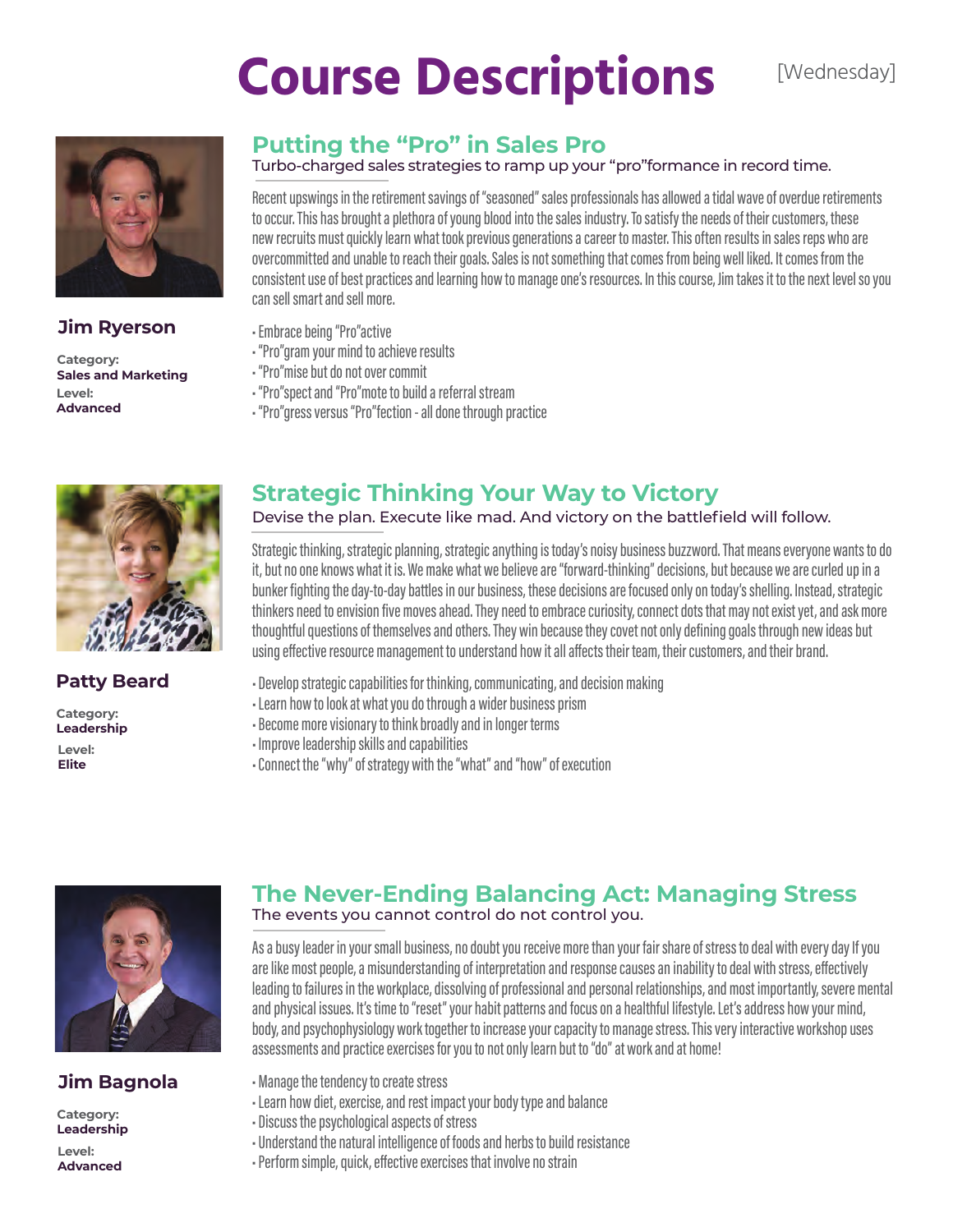# Course Descriptions

[Wednesday]

## Putting the "Pro" in Sales Pro

Turbo-charged sales strategies to ramp up your "pro"formance in record time.

**Jim Ryerson**

Category:
**Sales and Marketing**
Level:
**Advanced**

Recent upswings in the retirement savings of "seasoned" sales professionals has allowed a tidal wave of overdue retirements to occur. This has brought a plethora of young blood into the sales industry. To satisfy the needs of their customers, these new recruits must quickly learn what took previous generations a career to master. This often results in sales reps who are overcommitted and unable to reach their goals. Sales is not something that comes from being well liked. It comes from the consistent use of best practices and learning how to manage one's resources. In this course, Jim takes it to the next level so you can sell smart and sell more.

- Embrace being "Pro"active
- "Pro"gram your mind to achieve results
- "Pro"mise but do not over commit
- "Pro"spect and "Pro"mote to build a referral stream
- "Pro"gress versus "Pro"fection - all done through practice

## Strategic Thinking Your Way to Victory

Devise the plan. Execute like mad. And victory on the battlefield will follow.

**Patty Beard**

Category:
**Leadership**
Level:
**Elite**

Strategic thinking, strategic planning, strategic anything is today's noisy business buzzword. That means everyone wants to do it, but no one knows what it is. We make what we believe are "forward-thinking" decisions, but because we are curled up in a bunker fighting the day-to-day battles in our business, these decisions are focused only on today's shelling. Instead, strategic thinkers need to envision five moves ahead. They need to embrace curiosity, connect dots that may not exist yet, and ask more thoughtful questions of themselves and others. They win because they covet not only defining goals through new ideas but using effective resource management to understand how it all affects their team, their customers, and their brand.

- Develop strategic capabilities for thinking, communicating, and decision making
- Learn how to look at what you do through a wider business prism
- Become more visionary to think broadly and in longer terms
- Improve leadership skills and capabilities
- Connect the "why" of strategy with the "what" and "how" of execution

## The Never-Ending Balancing Act: Managing Stress

The events you cannot control do not control you.

**Jim Bagnola**

Category:
**Leadership**
Level:
**Advanced**

As a busy leader in your small business, no doubt you receive more than your fair share of stress to deal with every day If you are like most people, a misunderstanding of interpretation and response causes an inability to deal with stress, effectively leading to failures in the workplace, dissolving of professional and personal relationships, and most importantly, severe mental and physical issues. It's time to "reset" your habit patterns and focus on a healthful lifestyle. Let's address how your mind, body, and psychophysiology work together to increase your capacity to manage stress. This very interactive workshop uses assessments and practice exercises for you to not only learn but to "do" at work and at home!

- Manage the tendency to create stress
- Learn how diet, exercise, and rest impact your body type and balance
- Discuss the psychological aspects of stress
- Understand the natural intelligence of foods and herbs to build resistance
- Perform simple, quick, effective exercises that involve no strain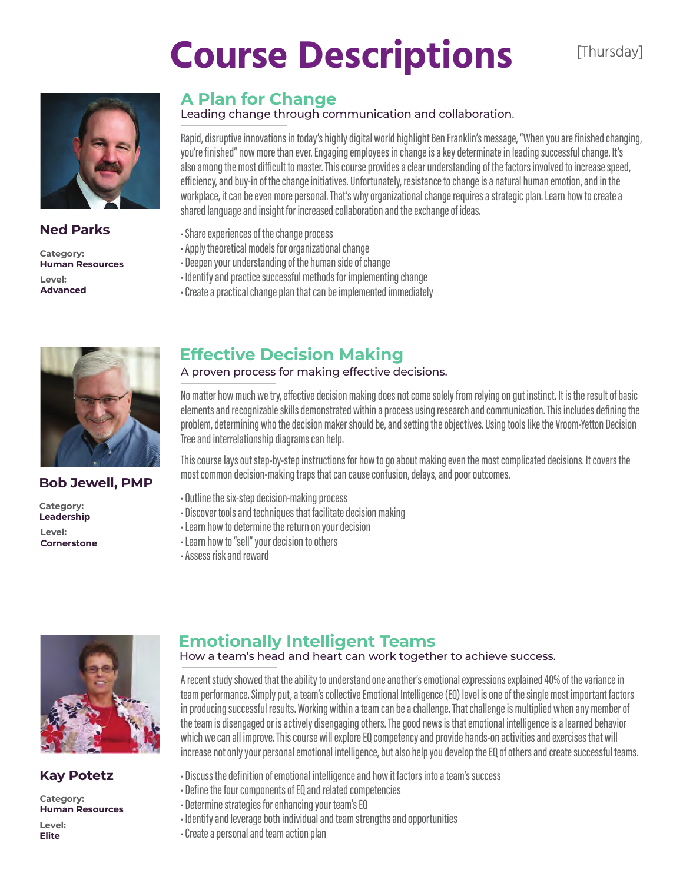# Course Descriptions

[Thursday]

## A Plan for Change

Leading change through communication and collaboration.

**Ned Parks**

**Category:** Human Resources

**Level:** Advanced

Rapid, disruptive innovations in today's highly digital world highlight Ben Franklin's message, "When you are finished changing, you're finished" now more than ever. Engaging employees in change is a key determinate in leading successful change. It's also among the most difficult to master. This course provides a clear understanding of the factors involved to increase speed, efficiency, and buy-in of the change initiatives. Unfortunately, resistance to change is a natural human emotion, and in the workplace, it can be even more personal. That's why organizational change requires a strategic plan. Learn how to create a shared language and insight for increased collaboration and the exchange of ideas.

- Share experiences of the change process
- Apply theoretical models for organizational change
- Deepen your understanding of the human side of change
- Identify and practice successful methods for implementing change
- Create a practical change plan that can be implemented immediately

## Effective Decision Making

A proven process for making effective decisions.

**Bob Jewell, PMP**

**Category:** Leadership

**Level:** Cornerstone

No matter how much we try, effective decision making does not come solely from relying on gut instinct. It is the result of basic elements and recognizable skills demonstrated within a process using research and communication. This includes defining the problem, determining who the decision maker should be, and setting the objectives. Using tools like the Vroom-Yetton Decision Tree and interrelationship diagrams can help.

This course lays out step-by-step instructions for how to go about making even the most complicated decisions. It covers the most common decision-making traps that can cause confusion, delays, and poor outcomes.

- Outline the six-step decision-making process
- Discover tools and techniques that facilitate decision making
- Learn how to determine the return on your decision
- Learn how to "sell" your decision to others
- Assess risk and reward

## Emotionally Intelligent Teams

How a team's head and heart can work together to achieve success.

**Kay Potetz**

**Category:** Human Resources

**Level:** Elite

A recent study showed that the ability to understand one another's emotional expressions explained 40% of the variance in team performance. Simply put, a team's collective Emotional Intelligence (EQ) level is one of the single most important factors in producing successful results. Working within a team can be a challenge. That challenge is multiplied when any member of the team is disengaged or is actively disengaging others. The good news is that emotional intelligence is a learned behavior which we can all improve. This course will explore EQ competency and provide hands-on activities and exercises that will increase not only your personal emotional intelligence, but also help you develop the EQ of others and create successful teams.

- Discuss the definition of emotional intelligence and how it factors into a team's success
- Define the four components of EQ and related competencies
- Determine strategies for enhancing your team's EQ
- Identify and leverage both individual and team strengths and opportunities
- Create a personal and team action plan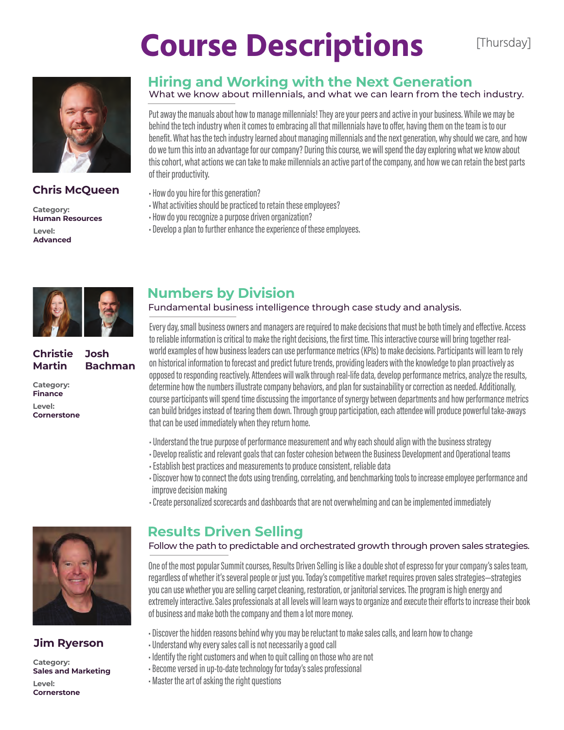# Course Descriptions

[Thursday]

## Hiring and Working with the Next Generation

What we know about millennials, and what we can learn from the tech industry.

**Chris McQueen**

**Category:** Human Resources

**Level:** Advanced

Put away the manuals about how to manage millennials! They are your peers and active in your business. While we may be behind the tech industry when it comes to embracing all that millennials have to offer, having them on the team is to our benefit. What has the tech industry learned about managing millennials and the next generation, why should we care, and how do we turn this into an advantage for our company? During this course, we will spend the day exploring what we know about this cohort, what actions we can take to make millennials an active part of the company, and how we can retain the best parts of their productivity.

- How do you hire for this generation?
- What activities should be practiced to retain these employees?
- How do you recognize a purpose driven organization?
- Develop a plan to further enhance the experience of these employees.

## Numbers by Division

Fundamental business intelligence through case study and analysis.

**Christie Martin** **Josh Bachman**

**Category:** Finance

**Level:** Cornerstone

Every day, small business owners and managers are required to make decisions that must be both timely and effective. Access to reliable information is critical to make the right decisions, the first time. This interactive course will bring together real-world examples of how business leaders can use performance metrics (KPIs) to make decisions. Participants will learn to rely on historical information to forecast and predict future trends, providing leaders with the knowledge to plan proactively as opposed to responding reactively. Attendees will walk through real-life data, develop performance metrics, analyze the results, determine how the numbers illustrate company behaviors, and plan for sustainability or correction as needed. Additionally, course participants will spend time discussing the importance of synergy between departments and how performance metrics can build bridges instead of tearing them down. Through group participation, each attendee will produce powerful take-aways that can be used immediately when they return home.

- Understand the true purpose of performance measurement and why each should align with the business strategy
- Develop realistic and relevant goals that can foster cohesion between the Business Development and Operational teams
- Establish best practices and measurements to produce consistent, reliable data
- Discover how to connect the dots using trending, correlating, and benchmarking tools to increase employee performance and improve decision making
- Create personalized scorecards and dashboards that are not overwhelming and can be implemented immediately

## Results Driven Selling

Follow the path to predictable and orchestrated growth through proven sales strategies.

**Jim Ryerson**

**Category:** Sales and Marketing

**Level:** Cornerstone

One of the most popular Summit courses, Results Driven Selling is like a double shot of espresso for your company's sales team, regardless of whether it's several people or just you. Today's competitive market requires proven sales strategies—strategies you can use whether you are selling carpet cleaning, restoration, or janitorial services. The program is high energy and extremely interactive. Sales professionals at all levels will learn ways to organize and execute their efforts to increase their book of business and make both the company and them a lot more money.

- Discover the hidden reasons behind why you may be reluctant to make sales calls, and learn how to change
- Understand why every sales call is not necessarily a good call
- Identify the right customers and when to quit calling on those who are not
- Become versed in up-to-date technology for today's sales professional
- Master the art of asking the right questions